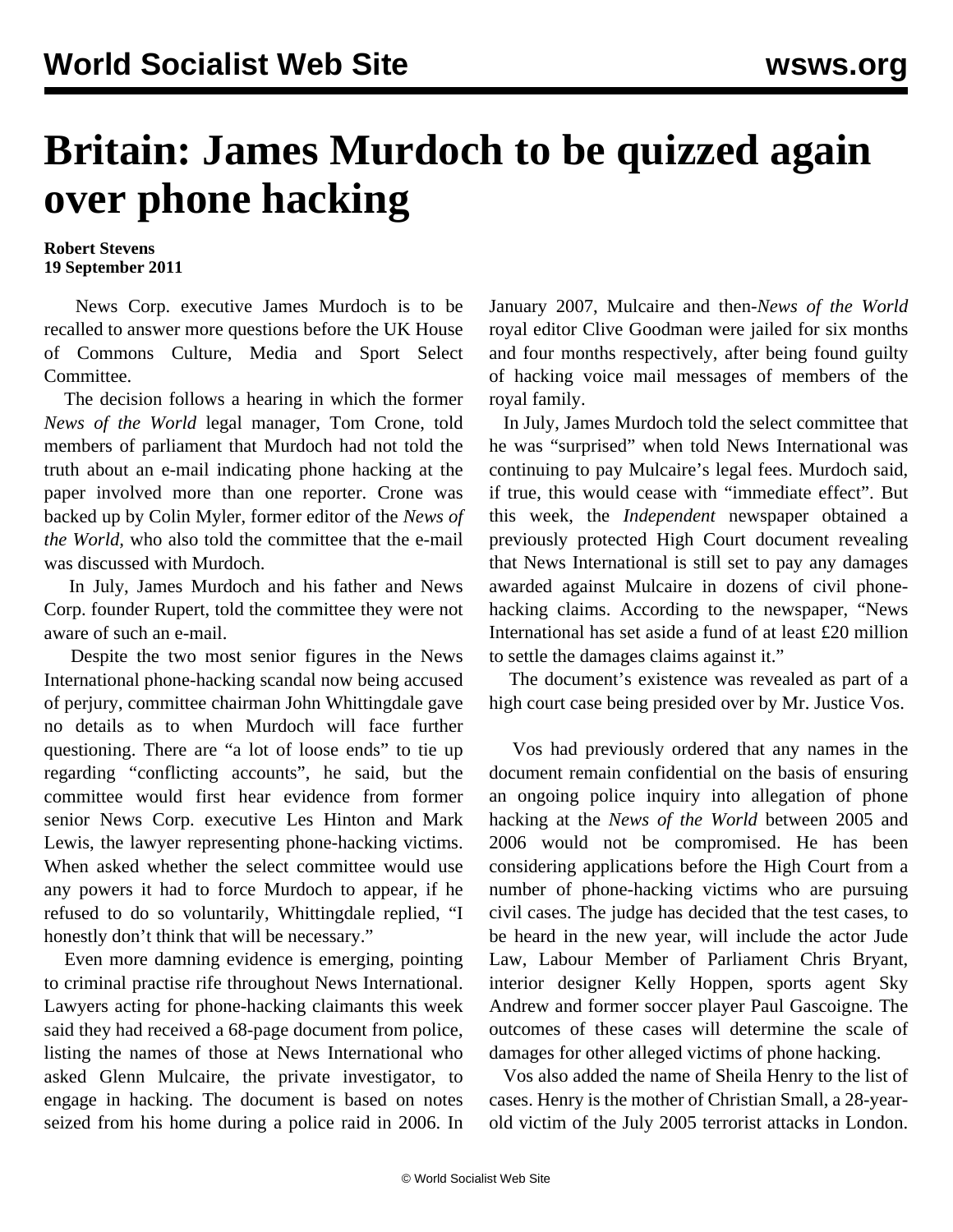# Britain: James Murdoch to be quizzed again over phone hacking

**Robert Stevens**
**19 September 2011**

News Corp. executive James Murdoch is to be recalled to answer more questions before the UK House of Commons Culture, Media and Sport Select Committee.

The decision follows a hearing in which the former *News of the World* legal manager, Tom Crone, told members of parliament that Murdoch had not told the truth about an e-mail indicating phone hacking at the paper involved more than one reporter. Crone was backed up by Colin Myler, former editor of the *News of the World,* who also told the committee that the e-mail was discussed with Murdoch.

In July, James Murdoch and his father and News Corp. founder Rupert, told the committee they were not aware of such an e-mail.

Despite the two most senior figures in the News International phone-hacking scandal now being accused of perjury, committee chairman John Whittingdale gave no details as to when Murdoch will face further questioning. There are "a lot of loose ends" to tie up regarding "conflicting accounts", he said, but the committee would first hear evidence from former senior News Corp. executive Les Hinton and Mark Lewis, the lawyer representing phone-hacking victims. When asked whether the select committee would use any powers it had to force Murdoch to appear, if he refused to do so voluntarily, Whittingdale replied, "I honestly don't think that will be necessary."

Even more damning evidence is emerging, pointing to criminal practise rife throughout News International. Lawyers acting for phone-hacking claimants this week said they had received a 68-page document from police, listing the names of those at News International who asked Glenn Mulcaire, the private investigator, to engage in hacking. The document is based on notes seized from his home during a police raid in 2006. In January 2007, Mulcaire and then-*News of the World* royal editor Clive Goodman were jailed for six months and four months respectively, after being found guilty of hacking voice mail messages of members of the royal family.

In July, James Murdoch told the select committee that he was "surprised" when told News International was continuing to pay Mulcaire's legal fees. Murdoch said, if true, this would cease with "immediate effect". But this week, the *Independent* newspaper obtained a previously protected High Court document revealing that News International is still set to pay any damages awarded against Mulcaire in dozens of civil phone-hacking claims. According to the newspaper, "News International has set aside a fund of at least £20 million to settle the damages claims against it."

The document's existence was revealed as part of a high court case being presided over by Mr. Justice Vos.

Vos had previously ordered that any names in the document remain confidential on the basis of ensuring an ongoing police inquiry into allegation of phone hacking at the *News of the World* between 2005 and 2006 would not be compromised. He has been considering applications before the High Court from a number of phone-hacking victims who are pursuing civil cases. The judge has decided that the test cases, to be heard in the new year, will include the actor Jude Law, Labour Member of Parliament Chris Bryant, interior designer Kelly Hoppen, sports agent Sky Andrew and former soccer player Paul Gascoigne. The outcomes of these cases will determine the scale of damages for other alleged victims of phone hacking.

Vos also added the name of Sheila Henry to the list of cases. Henry is the mother of Christian Small, a 28-year-old victim of the July 2005 terrorist attacks in London.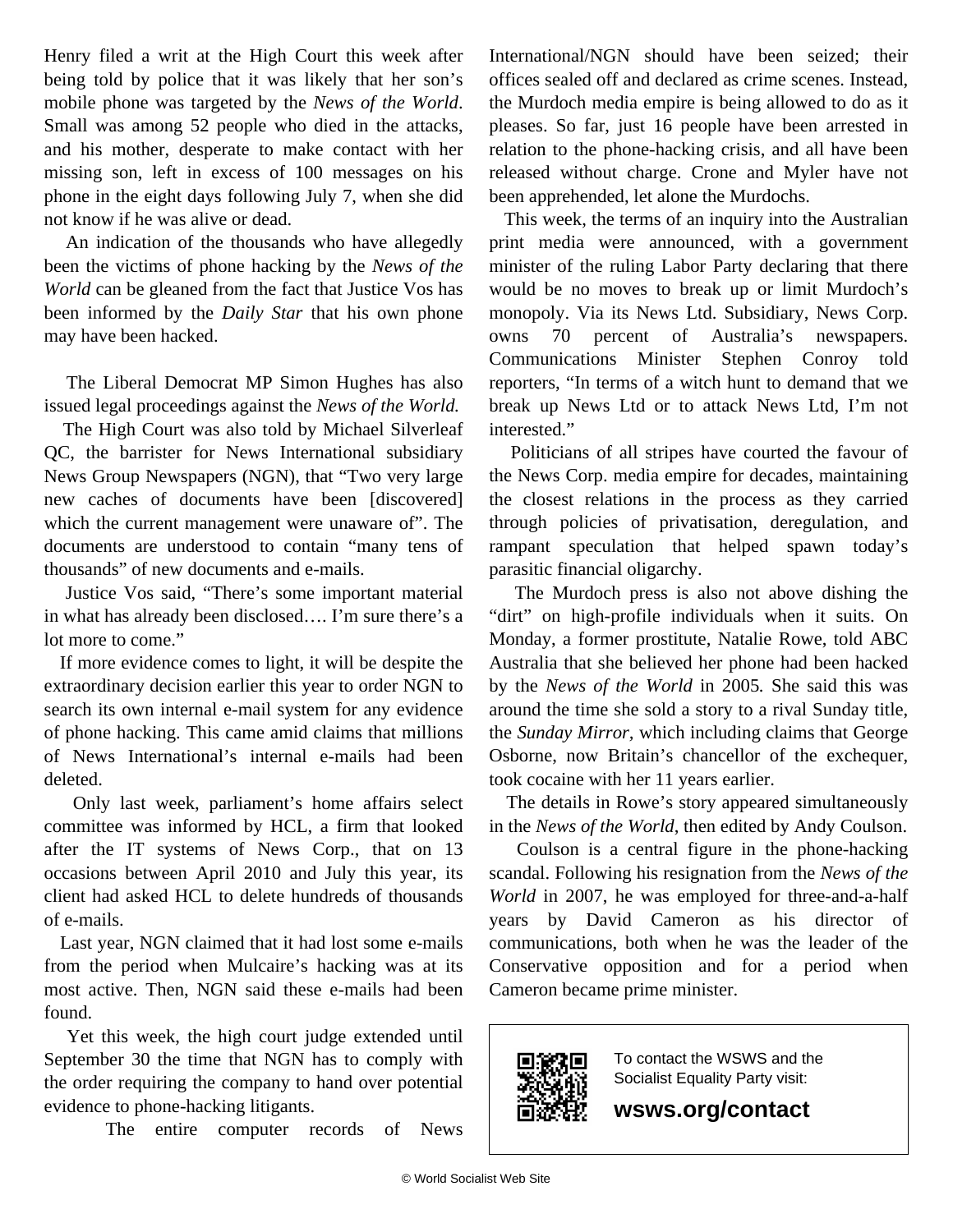Henry filed a writ at the High Court this week after being told by police that it was likely that her son's mobile phone was targeted by the *News of the World*. Small was among 52 people who died in the attacks, and his mother, desperate to make contact with her missing son, left in excess of 100 messages on his phone in the eight days following July 7, when she did not know if he was alive or dead.

An indication of the thousands who have allegedly been the victims of phone hacking by the *News of the World* can be gleaned from the fact that Justice Vos has been informed by the *Daily Star* that his own phone may have been hacked.

The Liberal Democrat MP Simon Hughes has also issued legal proceedings against the *News of the World.*

The High Court was also told by Michael Silverleaf QC, the barrister for News International subsidiary News Group Newspapers (NGN), that "Two very large new caches of documents have been [discovered] which the current management were unaware of". The documents are understood to contain "many tens of thousands" of new documents and e-mails.

Justice Vos said, "There's some important material in what has already been disclosed…. I'm sure there's a lot more to come."

If more evidence comes to light, it will be despite the extraordinary decision earlier this year to order NGN to search its own internal e-mail system for any evidence of phone hacking. This came amid claims that millions of News International's internal e-mails had been deleted.

Only last week, parliament's home affairs select committee was informed by HCL, a firm that looked after the IT systems of News Corp., that on 13 occasions between April 2010 and July this year, its client had asked HCL to delete hundreds of thousands of e-mails.

Last year, NGN claimed that it had lost some e-mails from the period when Mulcaire's hacking was at its most active. Then, NGN said these e-mails had been found.

Yet this week, the high court judge extended until September 30 the time that NGN has to comply with the order requiring the company to hand over potential evidence to phone-hacking litigants.

The entire computer records of News International/NGN should have been seized; their offices sealed off and declared as crime scenes. Instead, the Murdoch media empire is being allowed to do as it pleases. So far, just 16 people have been arrested in relation to the phone-hacking crisis, and all have been released without charge. Crone and Myler have not been apprehended, let alone the Murdochs.

This week, the terms of an inquiry into the Australian print media were announced, with a government minister of the ruling Labor Party declaring that there would be no moves to break up or limit Murdoch's monopoly. Via its News Ltd. Subsidiary, News Corp. owns 70 percent of Australia's newspapers. Communications Minister Stephen Conroy told reporters, "In terms of a witch hunt to demand that we break up News Ltd or to attack News Ltd, I'm not interested."

Politicians of all stripes have courted the favour of the News Corp. media empire for decades, maintaining the closest relations in the process as they carried through policies of privatisation, deregulation, and rampant speculation that helped spawn today's parasitic financial oligarchy.

The Murdoch press is also not above dishing the "dirt" on high-profile individuals when it suits. On Monday, a former prostitute, Natalie Rowe, told ABC Australia that she believed her phone had been hacked by the *News of the World* in 2005*.* She said this was around the time she sold a story to a rival Sunday title, the *Sunday Mirror*, which including claims that George Osborne, now Britain's chancellor of the exchequer, took cocaine with her 11 years earlier.

The details in Rowe's story appeared simultaneously in the *News of the World*, then edited by Andy Coulson.

Coulson is a central figure in the phone-hacking scandal. Following his resignation from the *News of the World* in 2007, he was employed for three-and-a-half years by David Cameron as his director of communications, both when he was the leader of the Conservative opposition and for a period when Cameron became prime minister.

To contact the WSWS and the Socialist Equality Party visit:

**wsws.org/contact**